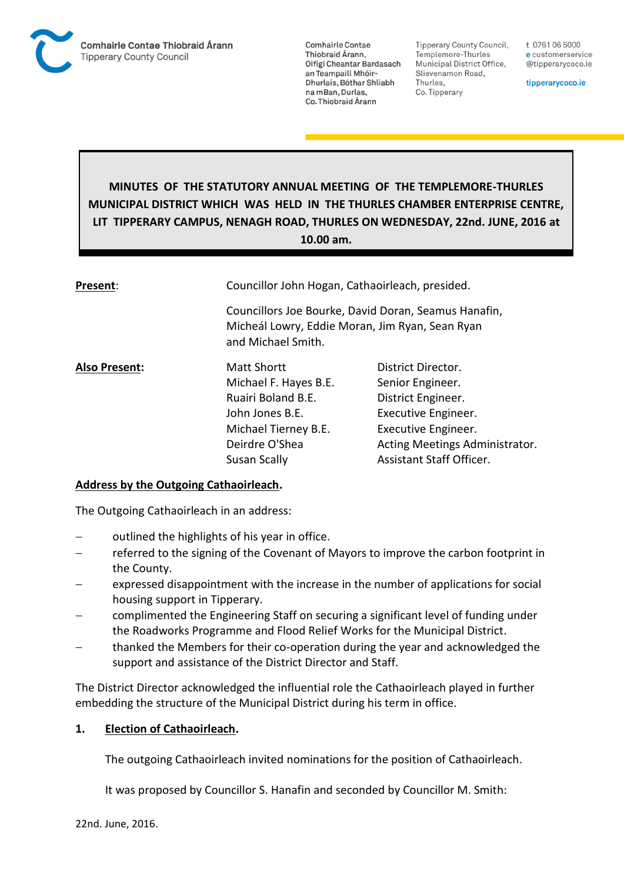Comhairle Contae Thiobraid Árann
Tipperary County Council

Comhairle Contae Thiobraid Árann, Oifigi Cheantar Bardasach an Teampaill Mhóir-Dhurlais, Bóthar Shliabh na mBan, Durlas, Co. Thiobraid Árann

Tipperary County Council, Templemore-Thurles Municipal District Office, Slievenamon Road, Thurles, Co. Tipperary

t 0761 06 5000
e customerservice @tipperarycoco.ie

tipperarycoco.ie

# MINUTES OF THE STATUTORY ANNUAL MEETING OF THE TEMPLEMORE-THURLES MUNICIPAL DISTRICT WHICH WAS HELD IN THE THURLES CHAMBER ENTERPRISE CENTRE, LIT TIPPERARY CAMPUS, NENAGH ROAD, THURLES ON WEDNESDAY, 22nd. JUNE, 2016 at 10.00 am.

**Present**: Councillor John Hogan, Cathaoirleach, presided.

Councillors Joe Bourke, David Doran, Seamus Hanafin, Micheál Lowry, Eddie Moran, Jim Ryan, Sean Ryan and Michael Smith.

**Also Present:**

| | |
|---|---|
| Matt Shortt | District Director. |
| Michael F. Hayes B.E. | Senior Engineer. |
| Ruairi Boland B.E. | District Engineer. |
| John Jones B.E. | Executive Engineer. |
| Michael Tierney B.E. | Executive Engineer. |
| Deirdre O'Shea | Acting Meetings Administrator. |
| Susan Scally | Assistant Staff Officer. |

## Address by the Outgoing Cathaoirleach.

The Outgoing Cathaoirleach in an address:

- outlined the highlights of his year in office.
- referred to the signing of the Covenant of Mayors to improve the carbon footprint in the County.
- expressed disappointment with the increase in the number of applications for social housing support in Tipperary.
- complimented the Engineering Staff on securing a significant level of funding under the Roadworks Programme and Flood Relief Works for the Municipal District.
- thanked the Members for their co-operation during the year and acknowledged the support and assistance of the District Director and Staff.

The District Director acknowledged the influential role the Cathaoirleach played in further embedding the structure of the Municipal District during his term in office.

## 1. Election of Cathaoirleach.

The outgoing Cathaoirleach invited nominations for the position of Cathaoirleach.

It was proposed by Councillor S. Hanafin and seconded by Councillor M. Smith: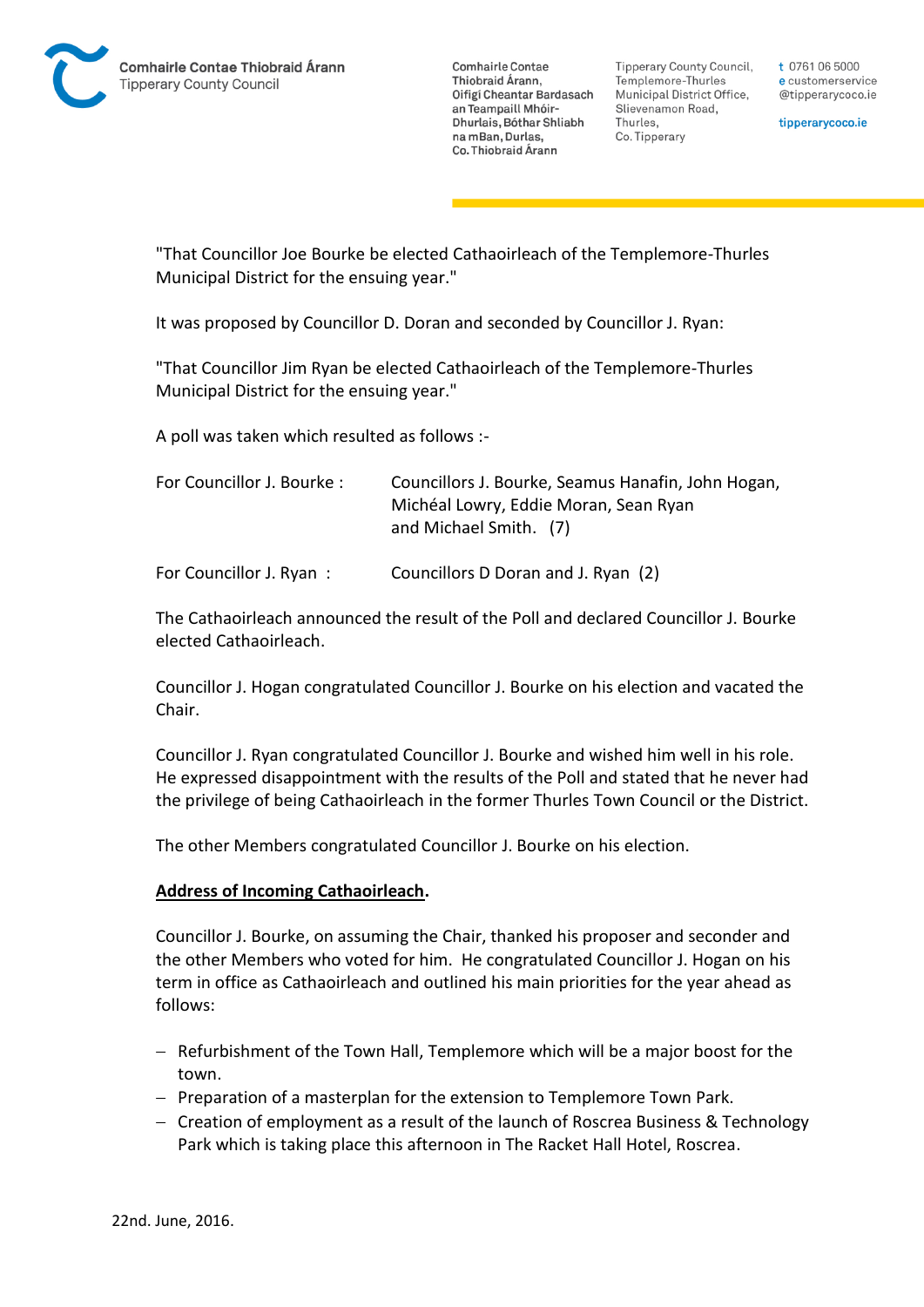"That Councillor Joe Bourke be elected Cathaoirleach of the Templemore-Thurles Municipal District for the ensuing year."

It was proposed by Councillor D. Doran and seconded by Councillor J. Ryan:

"That Councillor Jim Ryan be elected Cathaoirleach of the Templemore-Thurles Municipal District for the ensuing year."

A poll was taken which resulted as follows :-

| | |
|---|---|
| For Councillor J. Bourke : | Councillors J. Bourke, Seamus Hanafin, John Hogan, Michéal Lowry, Eddie Moran, Sean Ryan and Michael Smith. (7) |
| For Councillor J. Ryan : | Councillors D Doran and J. Ryan (2) |

The Cathaoirleach announced the result of the Poll and declared Councillor J. Bourke elected Cathaoirleach.

Councillor J. Hogan congratulated Councillor J. Bourke on his election and vacated the Chair.

Councillor J. Ryan congratulated Councillor J. Bourke and wished him well in his role. He expressed disappointment with the results of the Poll and stated that he never had the privilege of being Cathaoirleach in the former Thurles Town Council or the District.

The other Members congratulated Councillor J. Bourke on his election.

**Address of Incoming Cathaoirleach.**

Councillor J. Bourke, on assuming the Chair, thanked his proposer and seconder and the other Members who voted for him. He congratulated Councillor J. Hogan on his term in office as Cathaoirleach and outlined his main priorities for the year ahead as follows:

- Refurbishment of the Town Hall, Templemore which will be a major boost for the town.
- Preparation of a masterplan for the extension to Templemore Town Park.
- Creation of employment as a result of the launch of Roscrea Business & Technology Park which is taking place this afternoon in The Racket Hall Hotel, Roscrea.

22nd. June, 2016.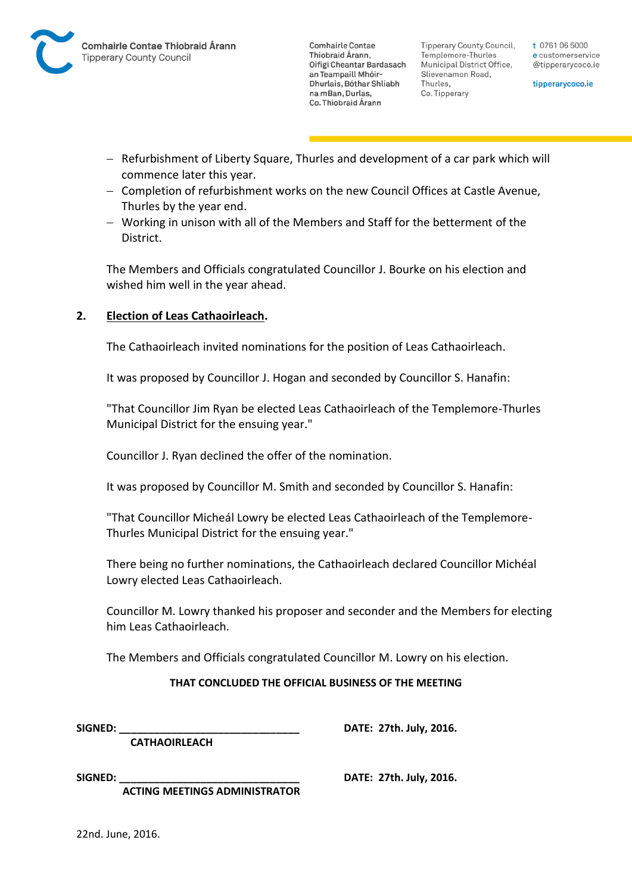- Refurbishment of Liberty Square, Thurles and development of a car park which will commence later this year.
- Completion of refurbishment works on the new Council Offices at Castle Avenue, Thurles by the year end.
- Working in unison with all of the Members and Staff for the betterment of the District.

The Members and Officials congratulated Councillor J. Bourke on his election and wished him well in the year ahead.

**2. Election of Leas Cathaoirleach.**

The Cathaoirleach invited nominations for the position of Leas Cathaoirleach.

It was proposed by Councillor J. Hogan and seconded by Councillor S. Hanafin:

"That Councillor Jim Ryan be elected Leas Cathaoirleach of the Templemore-Thurles Municipal District for the ensuing year."

Councillor J. Ryan declined the offer of the nomination.

It was proposed by Councillor M. Smith and seconded by Councillor S. Hanafin:

"That Councillor Micheál Lowry be elected Leas Cathaoirleach of the Templemore-Thurles Municipal District for the ensuing year."

There being no further nominations, the Cathaoirleach declared Councillor Michéal Lowry elected Leas Cathaoirleach.

Councillor M. Lowry thanked his proposer and seconder and the Members for electing him Leas Cathaoirleach.

The Members and Officials congratulated Councillor M. Lowry on his election.

**THAT CONCLUDED THE OFFICIAL BUSINESS OF THE MEETING**

**SIGNED: ______________________________** **DATE: 27th. July, 2016.**
**CATHAOIRLEACH**

**SIGNED: ______________________________** **DATE: 27th. July, 2016.**
**ACTING MEETINGS ADMINISTRATOR**

22nd. June, 2016.